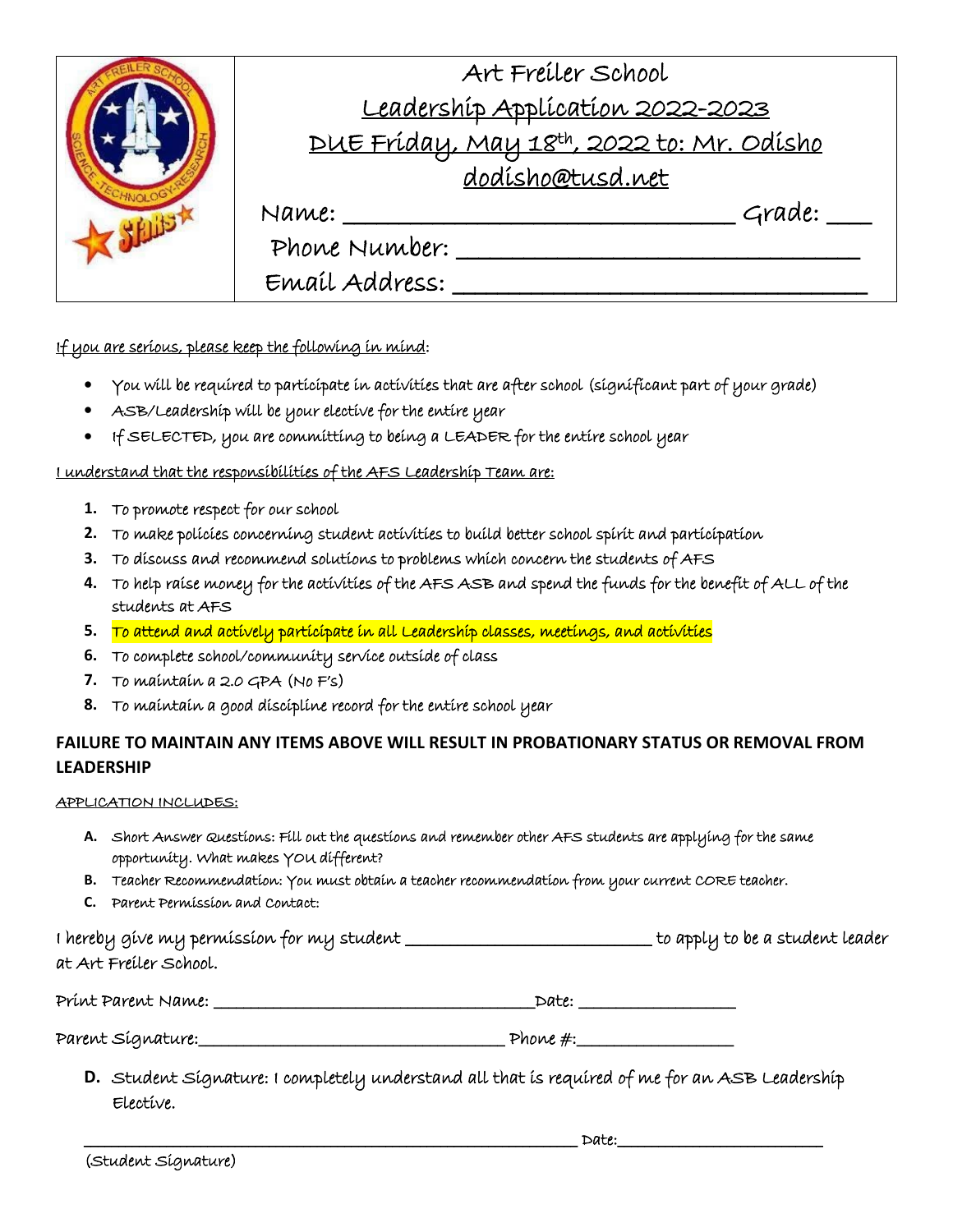# Art Freiler School

## Leadership Application 2022-2023

## DUE Friday, May 18th, 2022 to: Mr. Odisho

dodisho@tusd.net

Name: ______________________________ Grade: ___

Phone Number: ______________________________

Email Address: ______________________________

If you are serious, please keep the following in mind:

- You will be required to participate in activities that are after school (significant part of your grade)
- ASB/Leadership will be your elective for the entire year
- If SELECTED, you are committing to being a LEADER for the entire school year

I understand that the responsibilities of the AFS Leadership Team are:

1. To promote respect for our school
2. To make policies concerning student activities to build better school spirit and participation
3. To discuss and recommend solutions to problems which concern the students of AFS
4. To help raise money for the activities of the AFS ASB and spend the funds for the benefit of ALL of the students at AFS
5. To attend and actively participate in all Leadership classes, meetings, and activities
6. To complete school/community service outside of class
7. To maintain a 2.0 GPA (No F's)
8. To maintain a good discipline record for the entire school year

**FAILURE TO MAINTAIN ANY ITEMS ABOVE WILL RESULT IN PROBATIONARY STATUS OR REMOVAL FROM LEADERSHIP**

APPLICATION INCLUDES:

A. Short Answer Questions: Fill out the questions and remember other AFS students are applying for the same opportunity. What makes YOU different?
B. Teacher Recommendation: You must obtain a teacher recommendation from your current CORE teacher.
C. Parent Permission and Contact:

I hereby give my permission for my student ___________________________ to apply to be a student leader at Art Freiler School.

Print Parent Name: ___________________________________ Date: _________________

Parent Signature: ___________________________________ Phone #: _________________

D. Student Signature: I completely understand all that is required of me for an ASB Leadership Elective.

_______________________________________________________ Date: _____________________

(Student Signature)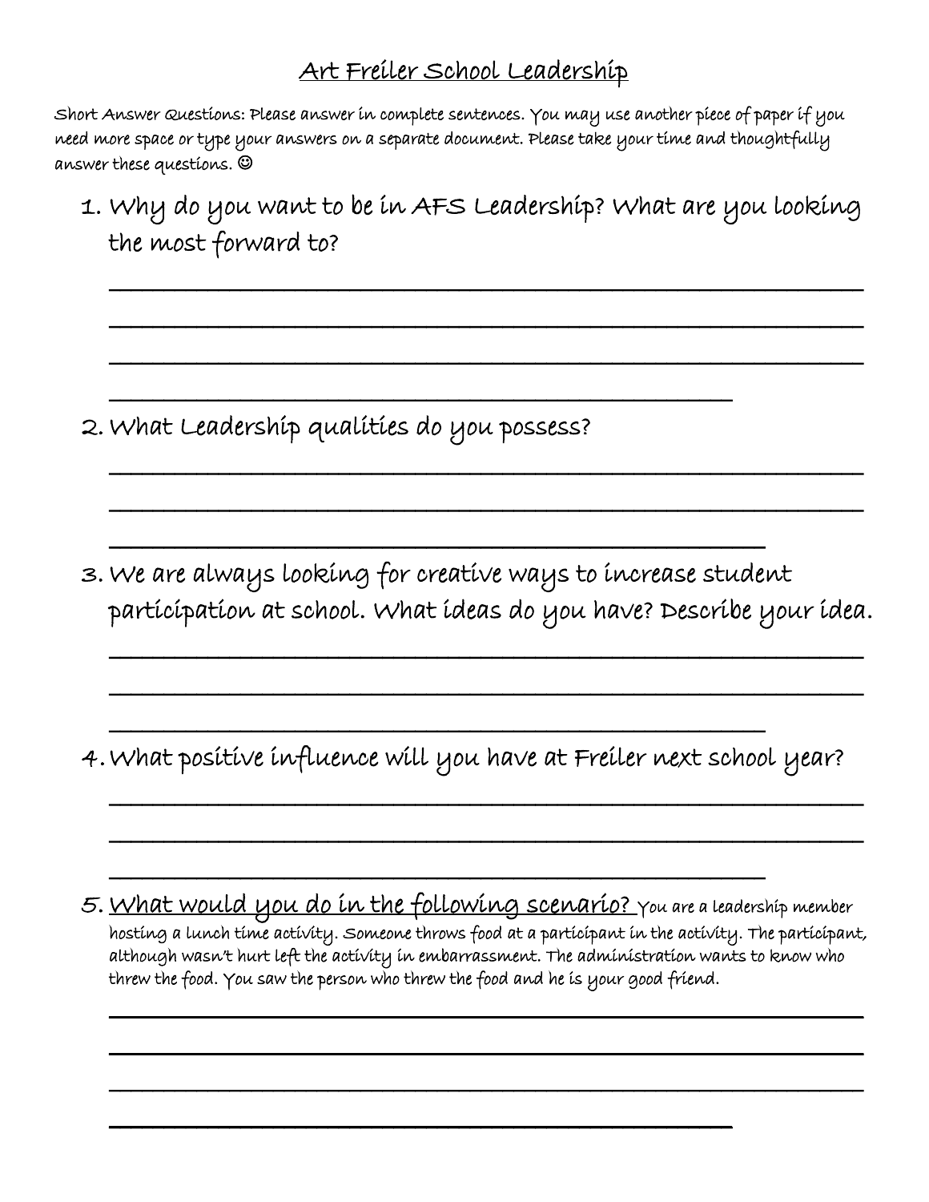# Art Freiler School Leadership

Short Answer Questions: Please answer in complete sentences. You may use another piece of paper if you need more space or type your answers on a separate document. Please take your time and thoughtfully answer these questions. ☺

1. Why do you want to be in AFS Leadership? What are you looking the most forward to?

______________________________________________________________

______________________________________________________________

______________________________________________________________

__________________________________________________

2. What Leadership qualities do you possess?

______________________________________________________________

______________________________________________________________

__________________________________________________

3. We are always looking for creative ways to increase student participation at school. What ideas do you have? Describe your idea.

______________________________________________________________

______________________________________________________________

__________________________________________________

4. What positive influence will you have at Freiler next school year?

______________________________________________________________

______________________________________________________________

__________________________________________________

5. What would you do in the following scenario? You are a leadership member hosting a lunch time activity. Someone throws food at a participant in the activity. The participant, although wasn't hurt left the activity in embarrassment. The administration wants to know who threw the food. You saw the person who threw the food and he is your good friend.

______________________________________________________________

______________________________________________________________

______________________________________________________________

__________________________________________________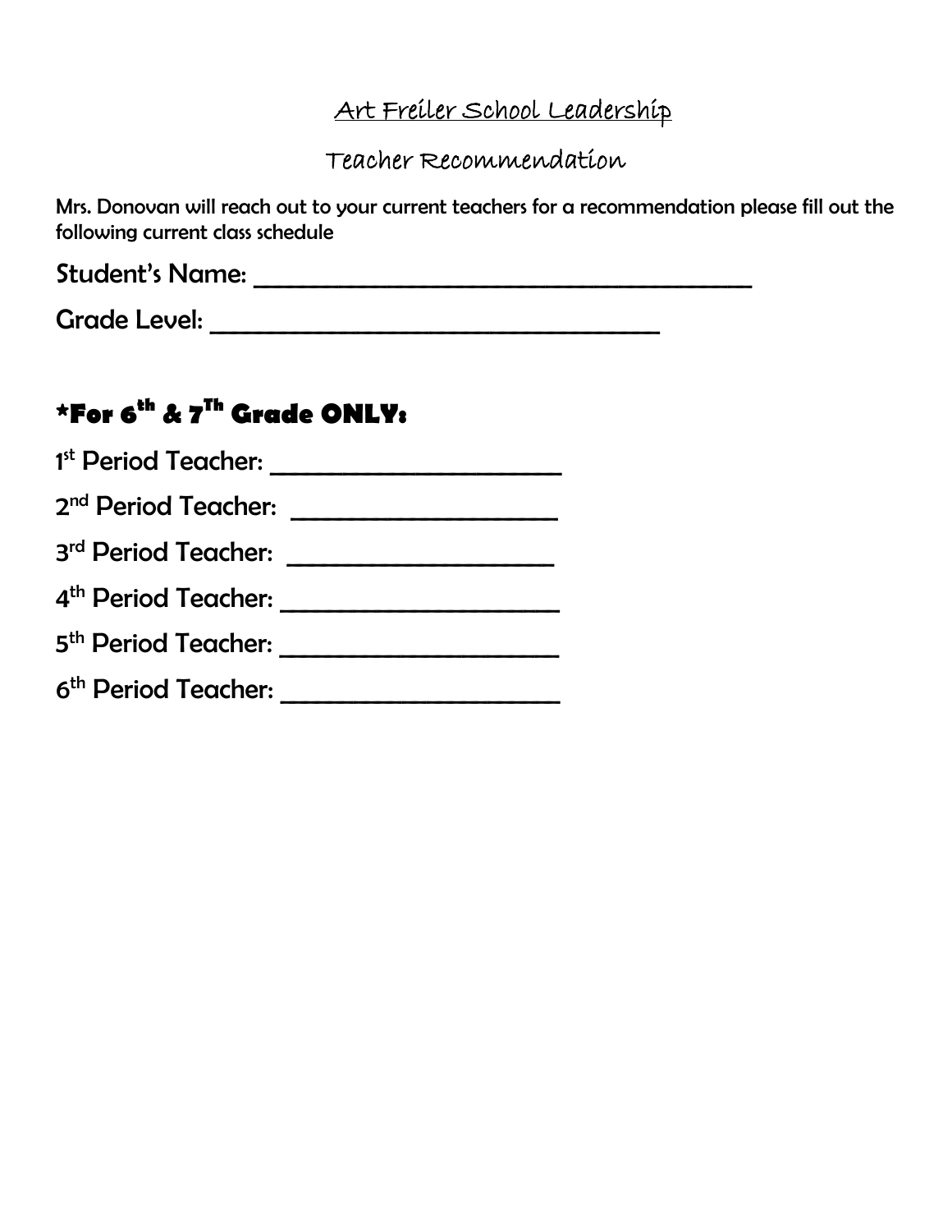<u>Art Freiler School Leadership</u>

Teacher Recommendation

Mrs. Donovan will reach out to your current teachers for a recommendation please fill out the following current class schedule

Student's Name: ______________________________________

Grade Level: __________________________________

## *For 6th & 7Th Grade ONLY:

1st Period Teacher: ______________________

2nd Period Teacher: ____________________

3rd Period Teacher: ____________________

4th Period Teacher: _____________________

5th Period Teacher: _____________________

6th Period Teacher: _____________________